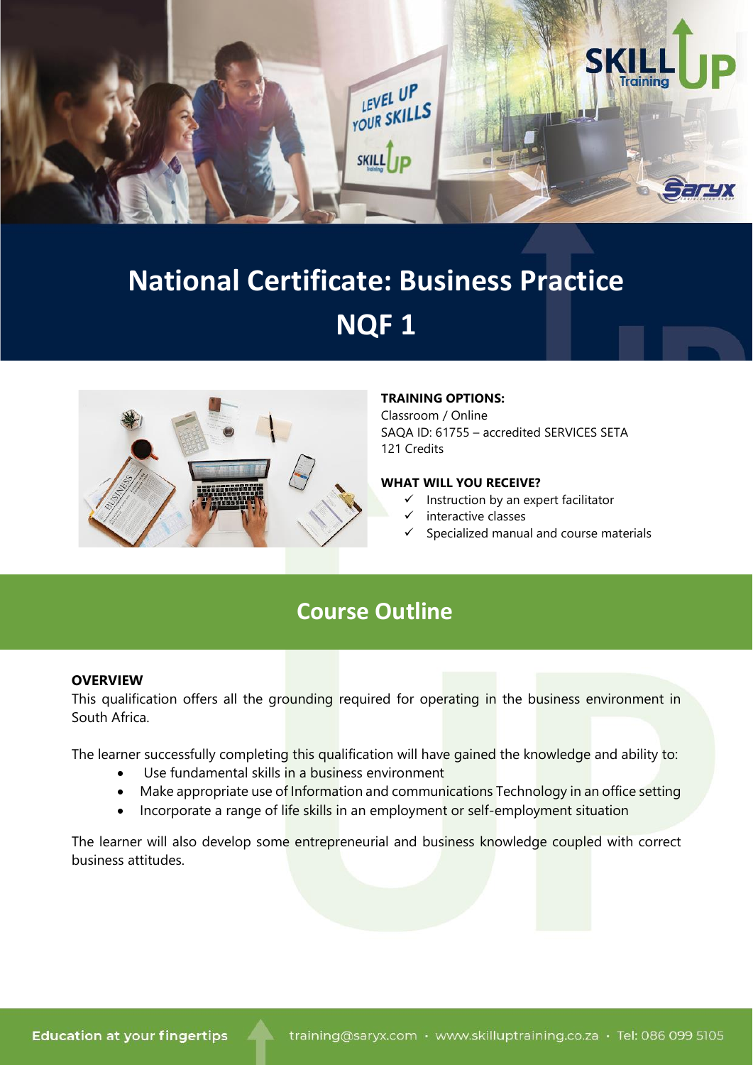# National Certificate: Business Practice NQF 1

**TRAINING OPTIONS:**
Classroom / Online
SAQA ID: 61755 – accredited SERVICES SETA
121 Credits

**WHAT WILL YOU RECEIVE?**

- ✓ Instruction by an expert facilitator
- ✓ interactive classes
- ✓ Specialized manual and course materials

## Course Outline

**OVERVIEW**

This qualification offers all the grounding required for operating in the business environment in South Africa.

The learner successfully completing this qualification will have gained the knowledge and ability to:

- Use fundamental skills in a business environment
- Make appropriate use of Information and communications Technology in an office setting
- Incorporate a range of life skills in an employment or self-employment situation

The learner will also develop some entrepreneurial and business knowledge coupled with correct business attitudes.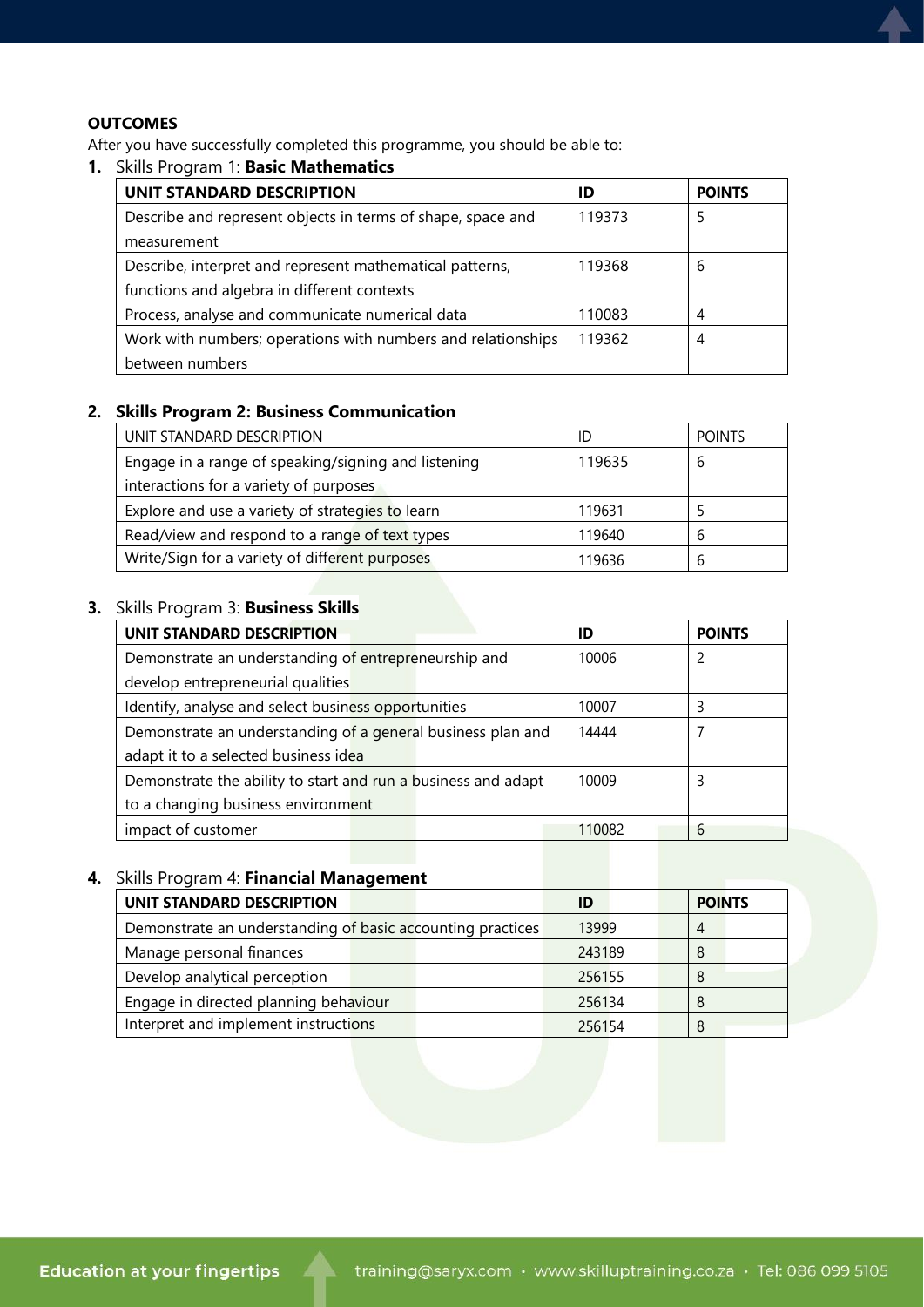**OUTCOMES**

After you have successfully completed this programme, you should be able to:

1. Skills Program 1: **Basic Mathematics**

| UNIT STANDARD DESCRIPTION | ID | POINTS |
|---|---|---|
| Describe and represent objects in terms of shape, space and measurement | 119373 | 5 |
| Describe, interpret and represent mathematical patterns, functions and algebra in different contexts | 119368 | 6 |
| Process, analyse and communicate numerical data | 110083 | 4 |
| Work with numbers; operations with numbers and relationships between numbers | 119362 | 4 |

2. **Skills Program 2: Business Communication**

| UNIT STANDARD DESCRIPTION | ID | POINTS |
|---|---|---|
| Engage in a range of speaking/signing and listening interactions for a variety of purposes | 119635 | 6 |
| Explore and use a variety of strategies to learn | 119631 | 5 |
| Read/view and respond to a range of text types | 119640 | 6 |
| Write/Sign for a variety of different purposes | 119636 | 6 |

3. Skills Program 3: **Business Skills**

| UNIT STANDARD DESCRIPTION | ID | POINTS |
|---|---|---|
| Demonstrate an understanding of entrepreneurship and develop entrepreneurial qualities | 10006 | 2 |
| Identify, analyse and select business opportunities | 10007 | 3 |
| Demonstrate an understanding of a general business plan and adapt it to a selected business idea | 14444 | 7 |
| Demonstrate the ability to start and run a business and adapt to a changing business environment | 10009 | 3 |
| impact of customer | 110082 | 6 |

4. Skills Program 4: **Financial Management**

| UNIT STANDARD DESCRIPTION | ID | POINTS |
|---|---|---|
| Demonstrate an understanding of basic accounting practices | 13999 | 4 |
| Manage personal finances | 243189 | 8 |
| Develop analytical perception | 256155 | 8 |
| Engage in directed planning behaviour | 256134 | 8 |
| Interpret and implement instructions | 256154 | 8 |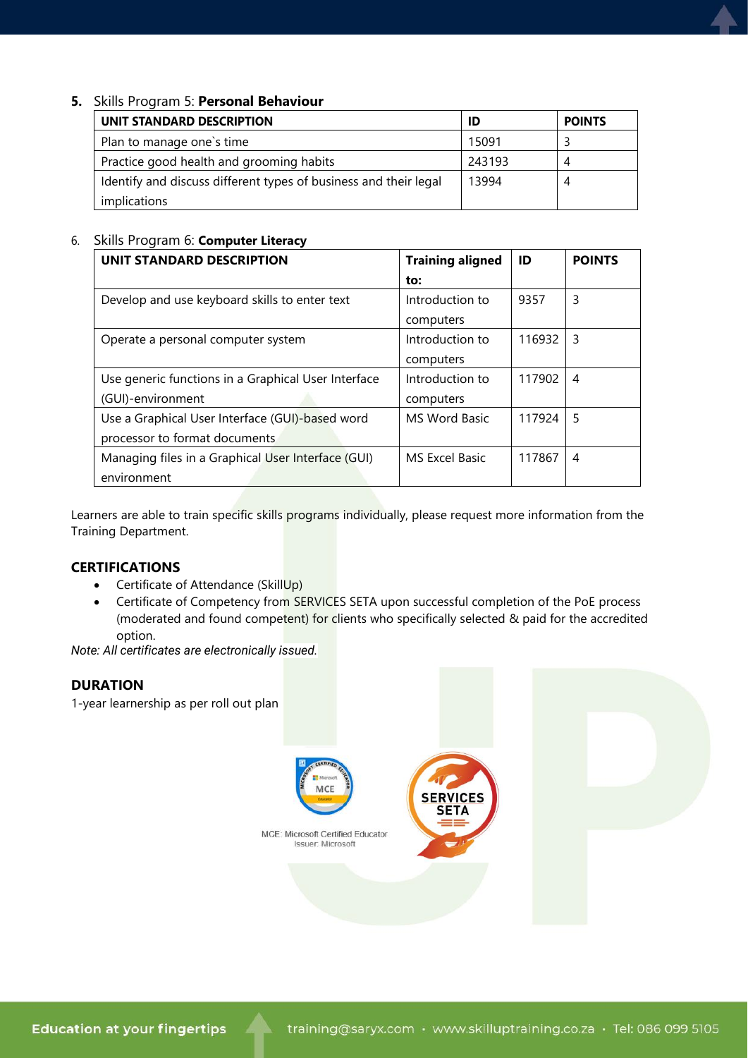5. Skills Program 5: **Personal Behaviour**

| UNIT STANDARD DESCRIPTION | ID | POINTS |
|---|---|---|
| Plan to manage one`s time | 15091 | 3 |
| Practice good health and grooming habits | 243193 | 4 |
| Identify and discuss different types of business and their legal implications | 13994 | 4 |

6. Skills Program 6: **Computer Literacy**

| UNIT STANDARD DESCRIPTION | Training aligned to: | ID | POINTS |
|---|---|---|---|
| Develop and use keyboard skills to enter text | Introduction to computers | 9357 | 3 |
| Operate a personal computer system | Introduction to computers | 116932 | 3 |
| Use generic functions in a Graphical User Interface (GUI)-environment | Introduction to computers | 117902 | 4 |
| Use a Graphical User Interface (GUI)-based word processor to format documents | MS Word Basic | 117924 | 5 |
| Managing files in a Graphical User Interface (GUI) environment | MS Excel Basic | 117867 | 4 |

Learners are able to train specific skills programs individually, please request more information from the Training Department.

## CERTIFICATIONS

- Certificate of Attendance (SkillUp)
- Certificate of Competency from SERVICES SETA upon successful completion of the PoE process (moderated and found competent) for clients who specifically selected & paid for the accredited option.

*Note: All certificates are electronically issued.*

## DURATION

1-year learnership as per roll out plan

MCE: Microsoft Certified Educator
Issuer: Microsoft